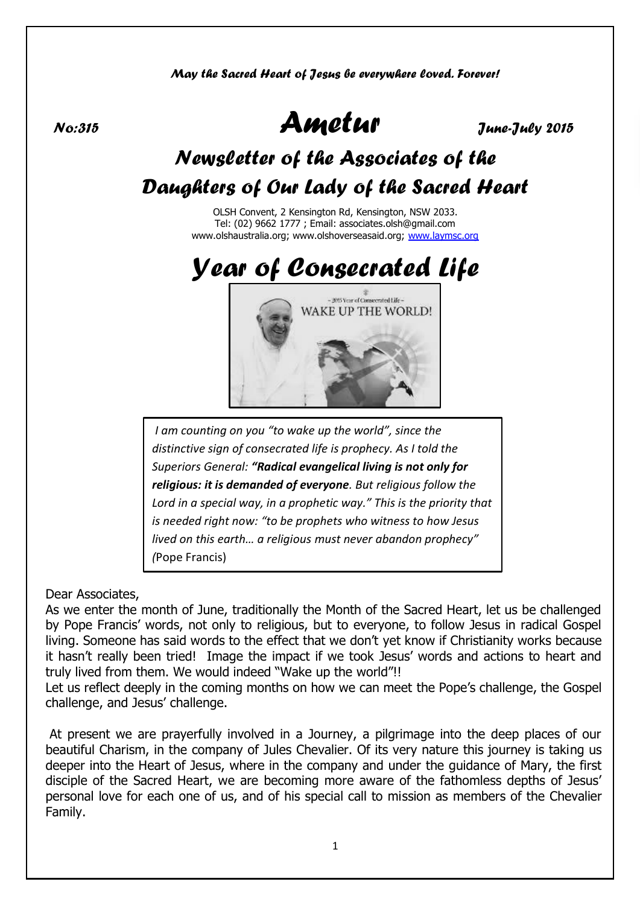*May the Sacred Heart of Jesus be everywhere loved. Forever!*

*No:315* — **Ametur** — *June-July 2015*

# *Newsletter of the Associates of the Daughters of Our Lady of the Sacred Heart*

OLSH Convent, 2 Kensington Rd, Kensington, NSW 2033.
Tel: (02) 9662 1777 ; Email: associates.olsh@gmail.com
www.olshaustralia.org; www.olshoverseasaid.org; www.laymsc.org

# *Year of Consecrated Life*

> *I am counting on you "to wake up the world", since the distinctive sign of consecrated life is prophecy. As I told the Superiors General: **"Radical evangelical living is not only for religious: it is demanded of everyone**. But religious follow the Lord in a special way, in a prophetic way." This is the priority that is needed right now: "to be prophets who witness to how Jesus lived on this earth… a religious must never abandon prophecy"* (Pope Francis)

Dear Associates,

As we enter the month of June, traditionally the Month of the Sacred Heart, let us be challenged by Pope Francis' words, not only to religious, but to everyone, to follow Jesus in radical Gospel living. Someone has said words to the effect that we don't yet know if Christianity works because it hasn't really been tried! Image the impact if we took Jesus' words and actions to heart and truly lived from them. We would indeed "Wake up the world"!!

Let us reflect deeply in the coming months on how we can meet the Pope's challenge, the Gospel challenge, and Jesus' challenge.

At present we are prayerfully involved in a Journey, a pilgrimage into the deep places of our beautiful Charism, in the company of Jules Chevalier. Of its very nature this journey is taking us deeper into the Heart of Jesus, where in the company and under the guidance of Mary, the first disciple of the Sacred Heart, we are becoming more aware of the fathomless depths of Jesus' personal love for each one of us, and of his special call to mission as members of the Chevalier Family.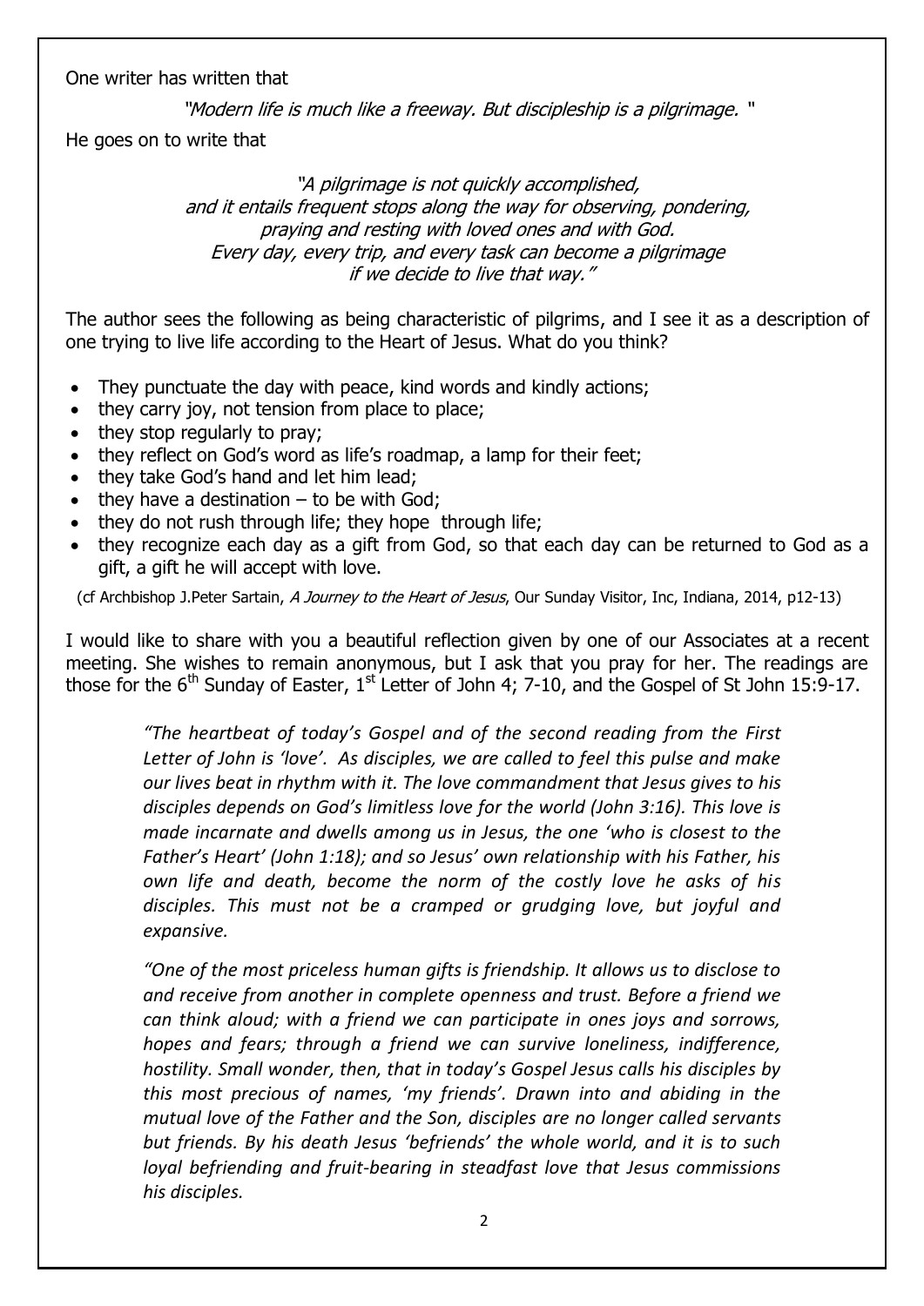One writer has written that

*"Modern life is much like a freeway. But discipleship is a pilgrimage. "*

He goes on to write that

*"A pilgrimage is not quickly accomplished,*
*and it entails frequent stops along the way for observing, pondering,*
*praying and resting with loved ones and with God.*
*Every day, every trip, and every task can become a pilgrimage*
*if we decide to live that way."*

The author sees the following as being characteristic of pilgrims, and I see it as a description of one trying to live life according to the Heart of Jesus. What do you think?

- They punctuate the day with peace, kind words and kindly actions;
- they carry joy, not tension from place to place;
- they stop regularly to pray;
- they reflect on God's word as life's roadmap, a lamp for their feet;
- they take God's hand and let him lead;
- they have a destination – to be with God;
- they do not rush through life; they hope through life;
- they recognize each day as a gift from God, so that each day can be returned to God as a gift, a gift he will accept with love.

(cf Archbishop J.Peter Sartain, *A Journey to the Heart of Jesus*, Our Sunday Visitor, Inc, Indiana, 2014, p12-13)

I would like to share with you a beautiful reflection given by one of our Associates at a recent meeting. She wishes to remain anonymous, but I ask that you pray for her. The readings are those for the 6th Sunday of Easter, 1st Letter of John 4; 7-10, and the Gospel of St John 15:9-17.

> *"The heartbeat of today's Gospel and of the second reading from the First Letter of John is 'love'. As disciples, we are called to feel this pulse and make our lives beat in rhythm with it. The love commandment that Jesus gives to his disciples depends on God's limitless love for the world (John 3:16). This love is made incarnate and dwells among us in Jesus, the one 'who is closest to the Father's Heart' (John 1:18); and so Jesus' own relationship with his Father, his own life and death, become the norm of the costly love he asks of his disciples. This must not be a cramped or grudging love, but joyful and expansive.*
>
> *"One of the most priceless human gifts is friendship. It allows us to disclose to and receive from another in complete openness and trust. Before a friend we can think aloud; with a friend we can participate in ones joys and sorrows, hopes and fears; through a friend we can survive loneliness, indifference, hostility. Small wonder, then, that in today's Gospel Jesus calls his disciples by this most precious of names, 'my friends'. Drawn into and abiding in the mutual love of the Father and the Son, disciples are no longer called servants but friends. By his death Jesus 'befriends' the whole world, and it is to such loyal befriending and fruit-bearing in steadfast love that Jesus commissions his disciples.*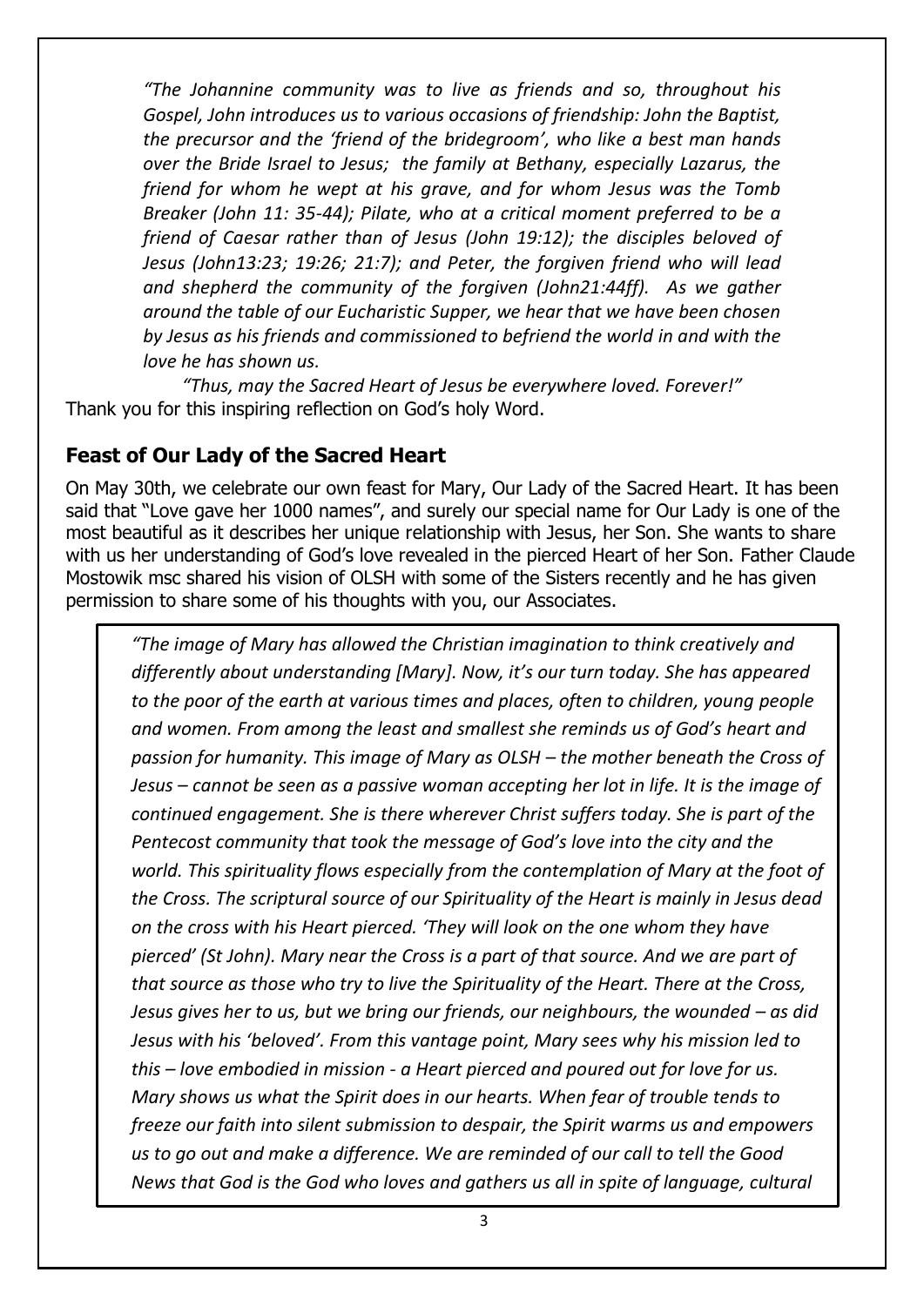*"The Johannine community was to live as friends and so, throughout his Gospel, John introduces us to various occasions of friendship: John the Baptist, the precursor and the 'friend of the bridegroom', who like a best man hands over the Bride Israel to Jesus; the family at Bethany, especially Lazarus, the friend for whom he wept at his grave, and for whom Jesus was the Tomb Breaker (John 11: 35-44); Pilate, who at a critical moment preferred to be a friend of Caesar rather than of Jesus (John 19:12); the disciples beloved of Jesus (John13:23; 19:26; 21:7); and Peter, the forgiven friend who will lead and shepherd the community of the forgiven (John21:44ff). As we gather around the table of our Eucharistic Supper, we hear that we have been chosen by Jesus as his friends and commissioned to befriend the world in and with the love he has shown us.*

*"Thus, may the Sacred Heart of Jesus be everywhere loved. Forever!"*

Thank you for this inspiring reflection on God's holy Word.

## Feast of Our Lady of the Sacred Heart

On May 30th, we celebrate our own feast for Mary, Our Lady of the Sacred Heart. It has been said that "Love gave her 1000 names", and surely our special name for Our Lady is one of the most beautiful as it describes her unique relationship with Jesus, her Son. She wants to share with us her understanding of God's love revealed in the pierced Heart of her Son. Father Claude Mostowik msc shared his vision of OLSH with some of the Sisters recently and he has given permission to share some of his thoughts with you, our Associates.

*"The image of Mary has allowed the Christian imagination to think creatively and differently about understanding [Mary]. Now, it's our turn today. She has appeared to the poor of the earth at various times and places, often to children, young people and women. From among the least and smallest she reminds us of God's heart and passion for humanity. This image of Mary as OLSH – the mother beneath the Cross of Jesus – cannot be seen as a passive woman accepting her lot in life. It is the image of continued engagement. She is there wherever Christ suffers today. She is part of the Pentecost community that took the message of God's love into the city and the world. This spirituality flows especially from the contemplation of Mary at the foot of the Cross. The scriptural source of our Spirituality of the Heart is mainly in Jesus dead on the cross with his Heart pierced. 'They will look on the one whom they have pierced' (St John). Mary near the Cross is a part of that source. And we are part of that source as those who try to live the Spirituality of the Heart. There at the Cross, Jesus gives her to us, but we bring our friends, our neighbours, the wounded – as did Jesus with his 'beloved'. From this vantage point, Mary sees why his mission led to this – love embodied in mission - a Heart pierced and poured out for love for us. Mary shows us what the Spirit does in our hearts. When fear of trouble tends to freeze our faith into silent submission to despair, the Spirit warms us and empowers us to go out and make a difference. We are reminded of our call to tell the Good News that God is the God who loves and gathers us all in spite of language, cultural*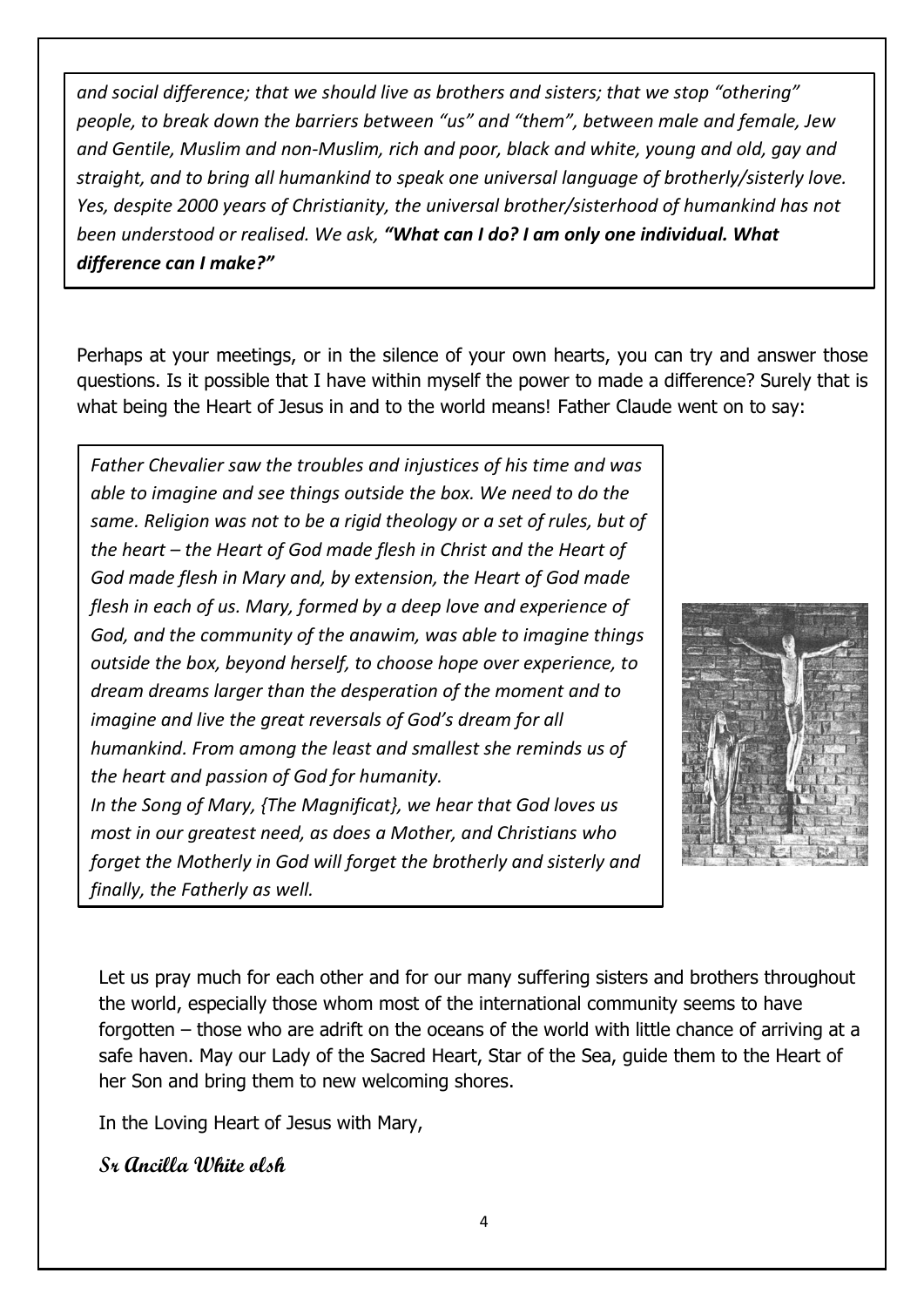*and social difference; that we should live as brothers and sisters; that we stop "othering" people, to break down the barriers between "us" and "them", between male and female, Jew and Gentile, Muslim and non-Muslim, rich and poor, black and white, young and old, gay and straight, and to bring all humankind to speak one universal language of brotherly/sisterly love. Yes, despite 2000 years of Christianity, the universal brother/sisterhood of humankind has not been understood or realised. We ask,* ***"What can I do? I am only one individual. What difference can I make?"***

Perhaps at your meetings, or in the silence of your own hearts, you can try and answer those questions. Is it possible that I have within myself the power to made a difference? Surely that is what being the Heart of Jesus in and to the world means! Father Claude went on to say:

*Father Chevalier saw the troubles and injustices of his time and was able to imagine and see things outside the box. We need to do the same. Religion was not to be a rigid theology or a set of rules, but of the heart – the Heart of God made flesh in Christ and the Heart of God made flesh in Mary and, by extension, the Heart of God made flesh in each of us. Mary, formed by a deep love and experience of God, and the community of the anawim, was able to imagine things outside the box, beyond herself, to choose hope over experience, to dream dreams larger than the desperation of the moment and to imagine and live the great reversals of God's dream for all humankind. From among the least and smallest she reminds us of the heart and passion of God for humanity.*
*In the Song of Mary, {The Magnificat}, we hear that God loves us most in our greatest need, as does a Mother, and Christians who forget the Motherly in God will forget the brotherly and sisterly and finally, the Fatherly as well.*

Let us pray much for each other and for our many suffering sisters and brothers throughout the world, especially those whom most of the international community seems to have forgotten – those who are adrift on the oceans of the world with little chance of arriving at a safe haven. May our Lady of the Sacred Heart, Star of the Sea, guide them to the Heart of her Son and bring them to new welcoming shores.

In the Loving Heart of Jesus with Mary,

**Sr Ancilla White olsh**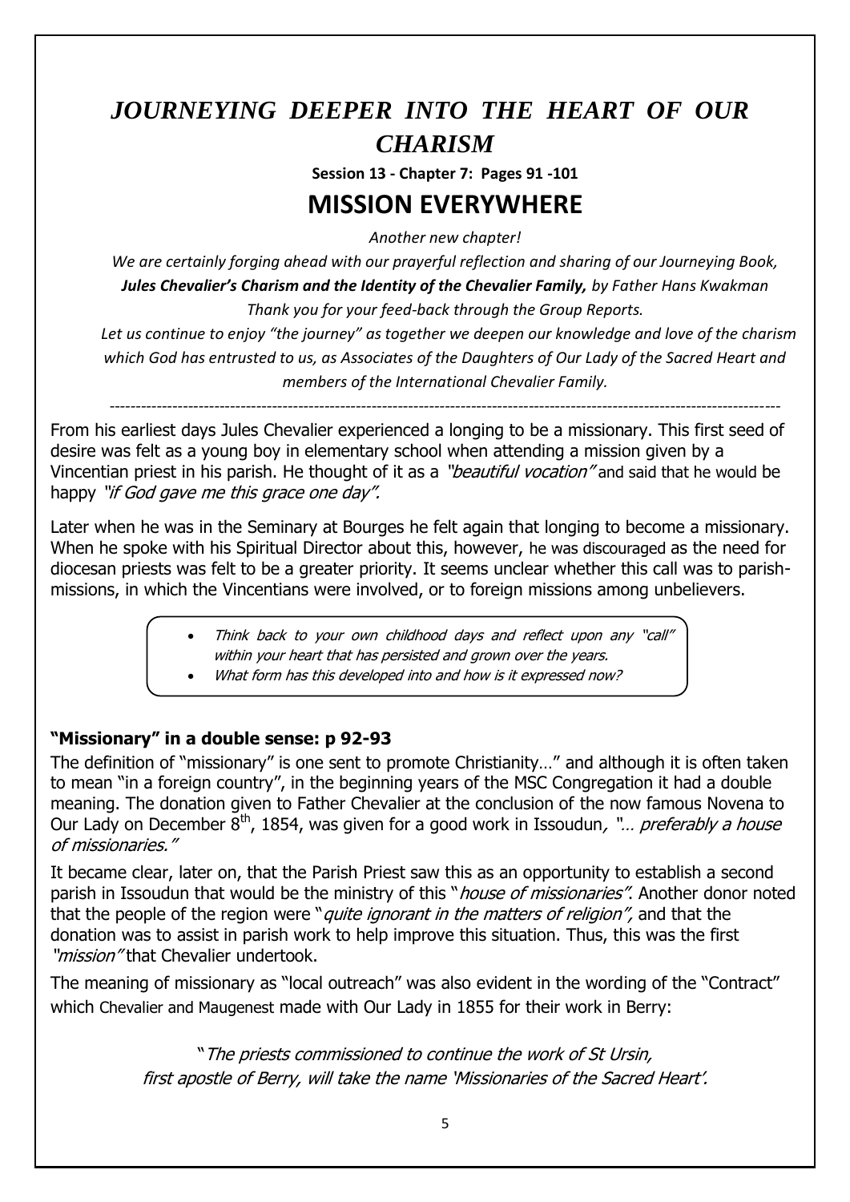# *JOURNEYING DEEPER INTO THE HEART OF OUR CHARISM*

**Session 13 - Chapter 7: Pages 91 -101**

## MISSION EVERYWHERE

*Another new chapter!*

*We are certainly forging ahead with our prayerful reflection and sharing of our Journeying Book,* ***Jules Chevalier's Charism and the Identity of the Chevalier Family,*** *by Father Hans Kwakman*

*Thank you for your feed-back through the Group Reports.*

*Let us continue to enjoy "the journey" as together we deepen our knowledge and love of the charism which God has entrusted to us, as Associates of the Daughters of Our Lady of the Sacred Heart and members of the International Chevalier Family.*

---

From his earliest days Jules Chevalier experienced a longing to be a missionary. This first seed of desire was felt as a young boy in elementary school when attending a mission given by a Vincentian priest in his parish. He thought of it as a *"beautiful vocation"* and said that he would be happy *"if God gave me this grace one day".*

Later when he was in the Seminary at Bourges he felt again that longing to become a missionary. When he spoke with his Spiritual Director about this, however, he was discouraged as the need for diocesan priests was felt to be a greater priority. It seems unclear whether this call was to parish-missions, in which the Vincentians were involved, or to foreign missions among unbelievers.

- *Think back to your own childhood days and reflect upon any "call" within your heart that has persisted and grown over the years.*
- *What form has this developed into and how is it expressed now?*

### "Missionary" in a double sense: p 92-93

The definition of "missionary" is one sent to promote Christianity…" and although it is often taken to mean "in a foreign country", in the beginning years of the MSC Congregation it had a double meaning. The donation given to Father Chevalier at the conclusion of the now famous Novena to Our Lady on December 8th, 1854, was given for a good work in Issoudun, *"… preferably a house of missionaries."*

It became clear, later on, that the Parish Priest saw this as an opportunity to establish a second parish in Issoudun that would be the ministry of this "*house of missionaries".* Another donor noted that the people of the region were "*quite ignorant in the matters of religion",* and that the donation was to assist in parish work to help improve this situation. Thus, this was the first *"mission"* that Chevalier undertook.

The meaning of missionary as "local outreach" was also evident in the wording of the "Contract" which Chevalier and Maugenest made with Our Lady in 1855 for their work in Berry:

"*The priests commissioned to continue the work of St Ursin, first apostle of Berry, will take the name 'Missionaries of the Sacred Heart'.*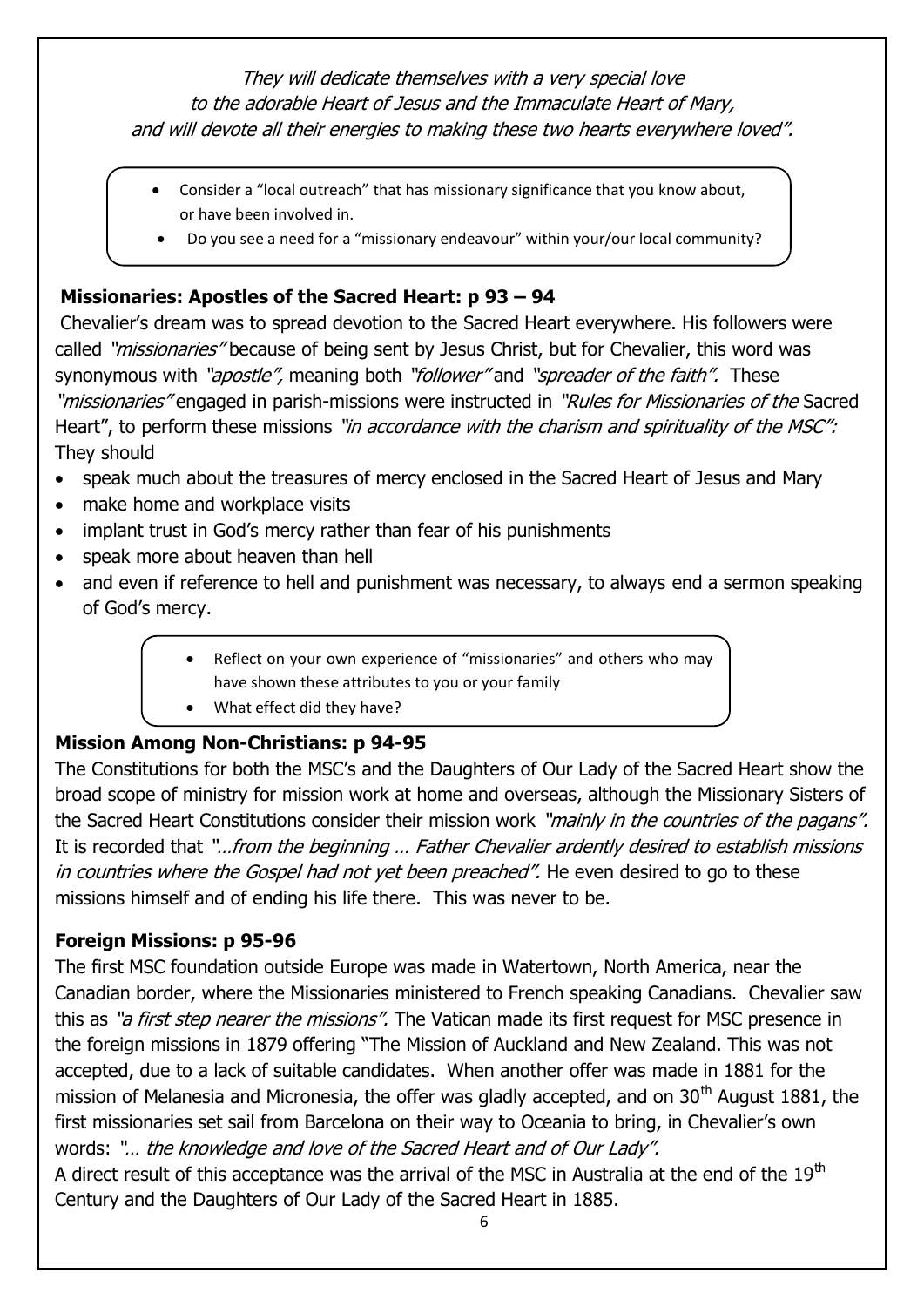*They will dedicate themselves with a very special love*
*to the adorable Heart of Jesus and the Immaculate Heart of Mary,*
*and will devote all their energies to making these two hearts everywhere loved".*

- Consider a "local outreach" that has missionary significance that you know about, or have been involved in.
- Do you see a need for a "missionary endeavour" within your/our local community?

## Missionaries: Apostles of the Sacred Heart: p 93 – 94

Chevalier's dream was to spread devotion to the Sacred Heart everywhere. His followers were called *"missionaries"* because of being sent by Jesus Christ, but for Chevalier, this word was synonymous with *"apostle",* meaning both *"follower"* and *"spreader of the faith".* These *"missionaries"* engaged in parish-missions were instructed in *"Rules for Missionaries of the* Sacred Heart", to perform these missions *"in accordance with the charism and spirituality of the MSC":* They should

- speak much about the treasures of mercy enclosed in the Sacred Heart of Jesus and Mary
- make home and workplace visits
- implant trust in God's mercy rather than fear of his punishments
- speak more about heaven than hell
- and even if reference to hell and punishment was necessary, to always end a sermon speaking of God's mercy.

- Reflect on your own experience of "missionaries" and others who may have shown these attributes to you or your family
- What effect did they have?

## Mission Among Non-Christians: p 94-95

The Constitutions for both the MSC's and the Daughters of Our Lady of the Sacred Heart show the broad scope of ministry for mission work at home and overseas, although the Missionary Sisters of the Sacred Heart Constitutions consider their mission work *"mainly in the countries of the pagans".* It is recorded that *"…from the beginning … Father Chevalier ardently desired to establish missions in countries where the Gospel had not yet been preached".* He even desired to go to these missions himself and of ending his life there. This was never to be.

## Foreign Missions: p 95-96

The first MSC foundation outside Europe was made in Watertown, North America, near the Canadian border, where the Missionaries ministered to French speaking Canadians. Chevalier saw this as *"a first step nearer the missions".* The Vatican made its first request for MSC presence in the foreign missions in 1879 offering "The Mission of Auckland and New Zealand. This was not accepted, due to a lack of suitable candidates. When another offer was made in 1881 for the mission of Melanesia and Micronesia, the offer was gladly accepted, and on 30th August 1881, the first missionaries set sail from Barcelona on their way to Oceania to bring, in Chevalier's own words: *"… the knowledge and love of the Sacred Heart and of Our Lady".*

A direct result of this acceptance was the arrival of the MSC in Australia at the end of the 19th Century and the Daughters of Our Lady of the Sacred Heart in 1885.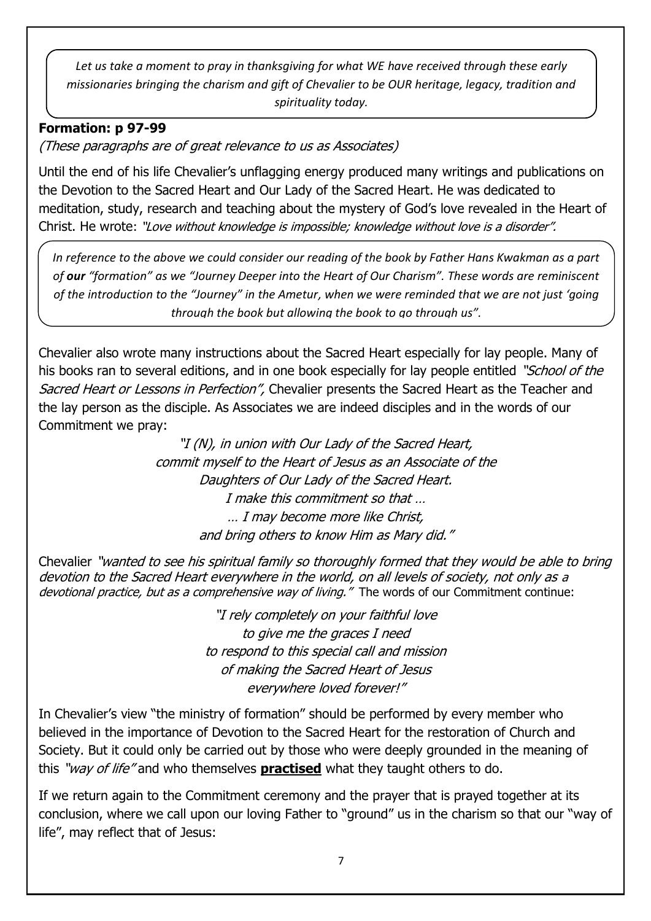*Let us take a moment to pray in thanksgiving for what WE have received through these early missionaries bringing the charism and gift of Chevalier to be OUR heritage, legacy, tradition and spirituality today.*

**Formation: p 97-99**

*(These paragraphs are of great relevance to us as Associates)*

Until the end of his life Chevalier's unflagging energy produced many writings and publications on the Devotion to the Sacred Heart and Our Lady of the Sacred Heart. He was dedicated to meditation, study, research and teaching about the mystery of God's love revealed in the Heart of Christ. He wrote: *"Love without knowledge is impossible; knowledge without love is a disorder".*

*In reference to the above we could consider our reading of the book by Father Hans Kwakman as a part of **our** "formation" as we "Journey Deeper into the Heart of Our Charism". These words are reminiscent of the introduction to the "Journey" in the Ametur, when we were reminded that we are not just 'going through the book but allowing the book to go through us".*

Chevalier also wrote many instructions about the Sacred Heart especially for lay people. Many of his books ran to several editions, and in one book especially for lay people entitled *"School of the Sacred Heart or Lessons in Perfection",* Chevalier presents the Sacred Heart as the Teacher and the lay person as the disciple. As Associates we are indeed disciples and in the words of our Commitment we pray:

*"I (N), in union with Our Lady of the Sacred Heart,*
*commit myself to the Heart of Jesus as an Associate of the*
*Daughters of Our Lady of the Sacred Heart.*
*I make this commitment so that …*
*… I may become more like Christ,*
*and bring others to know Him as Mary did."*

Chevalier *"wanted to see his spiritual family so thoroughly formed that they would be able to bring devotion to the Sacred Heart everywhere in the world, on all levels of society, not only as a devotional practice, but as a comprehensive way of living."* The words of our Commitment continue:

*"I rely completely on your faithful love*
*to give me the graces I need*
*to respond to this special call and mission*
*of making the Sacred Heart of Jesus*
*everywhere loved forever!"*

In Chevalier's view "the ministry of formation" should be performed by every member who believed in the importance of Devotion to the Sacred Heart for the restoration of Church and Society. But it could only be carried out by those who were deeply grounded in the meaning of this *"way of life"* and who themselves **practised** what they taught others to do.

If we return again to the Commitment ceremony and the prayer that is prayed together at its conclusion, where we call upon our loving Father to "ground" us in the charism so that our "way of life", may reflect that of Jesus: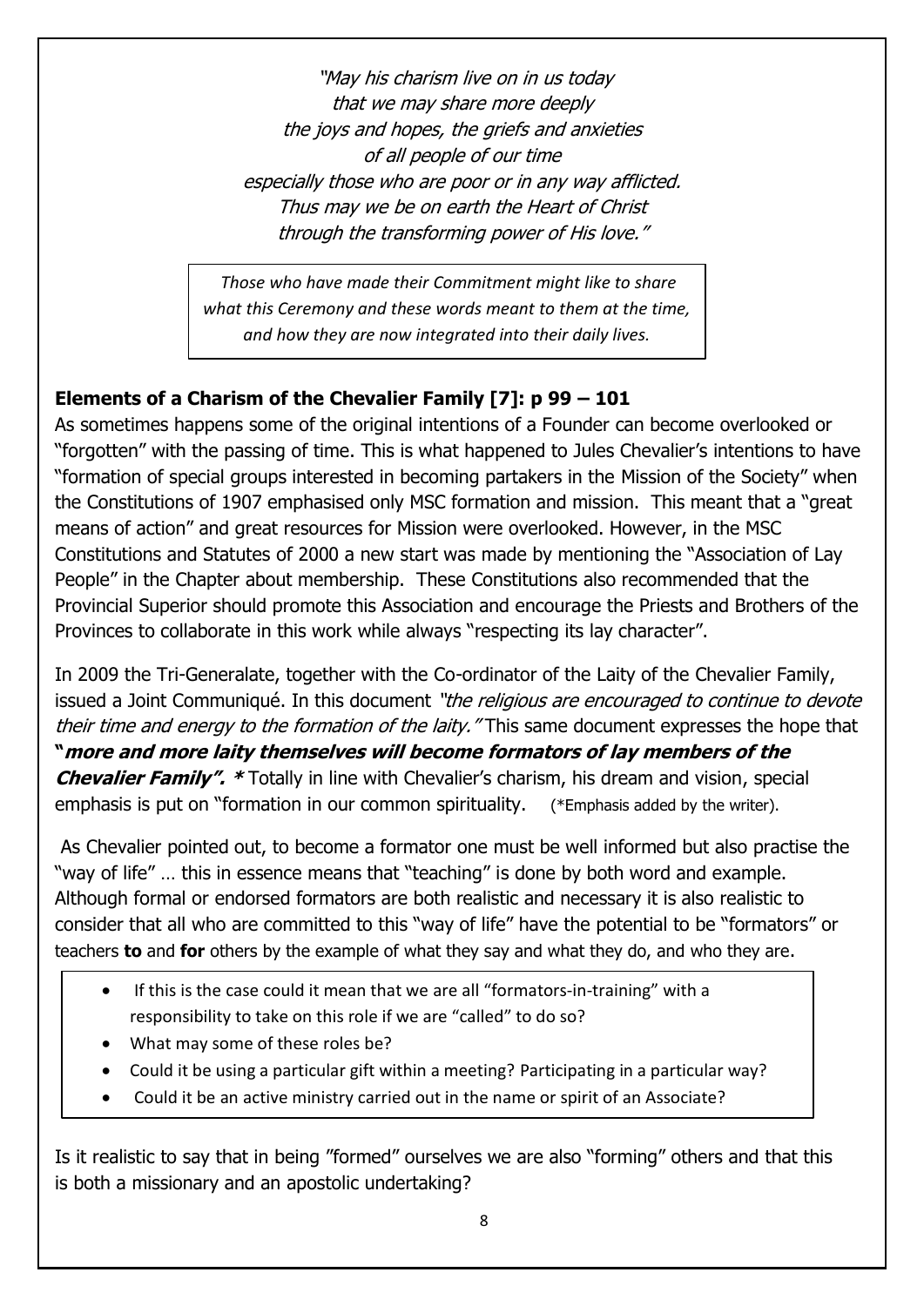*"May his charism live on in us today*
*that we may share more deeply*
*the joys and hopes, the griefs and anxieties*
*of all people of our time*
*especially those who are poor or in any way afflicted.*
*Thus may we be on earth the Heart of Christ*
*through the transforming power of His love."*

> *Those who have made their Commitment might like to share what this Ceremony and these words meant to them at the time, and how they are now integrated into their daily lives.*

**Elements of a Charism of the Chevalier Family [7]: p 99 – 101**

As sometimes happens some of the original intentions of a Founder can become overlooked or "forgotten" with the passing of time. This is what happened to Jules Chevalier's intentions to have "formation of special groups interested in becoming partakers in the Mission of the Society" when the Constitutions of 1907 emphasised only MSC formation and mission. This meant that a "great means of action" and great resources for Mission were overlooked. However, in the MSC Constitutions and Statutes of 2000 a new start was made by mentioning the "Association of Lay People" in the Chapter about membership. These Constitutions also recommended that the Provincial Superior should promote this Association and encourage the Priests and Brothers of the Provinces to collaborate in this work while always "respecting its lay character".

In 2009 the Tri-Generalate, together with the Co-ordinator of the Laity of the Chevalier Family, issued a Joint Communiqué. In this document *"the religious are encouraged to continue to devote their time and energy to the formation of the laity."* This same document expresses the hope that ***"more and more laity themselves will become formators of lay members of the Chevalier Family". **** Totally in line with Chevalier's charism, his dream and vision, special emphasis is put on "formation in our common spirituality. (*Emphasis added by the writer).

As Chevalier pointed out, to become a formator one must be well informed but also practise the "way of life" … this in essence means that "teaching" is done by both word and example. Although formal or endorsed formators are both realistic and necessary it is also realistic to consider that all who are committed to this "way of life" have the potential to be "formators" or teachers **to** and **for** others by the example of what they say and what they do, and who they are.

- If this is the case could it mean that we are all "formators-in-training" with a responsibility to take on this role if we are "called" to do so?
- What may some of these roles be?
- Could it be using a particular gift within a meeting? Participating in a particular way?
- Could it be an active ministry carried out in the name or spirit of an Associate?

Is it realistic to say that in being "formed" ourselves we are also "forming" others and that this is both a missionary and an apostolic undertaking?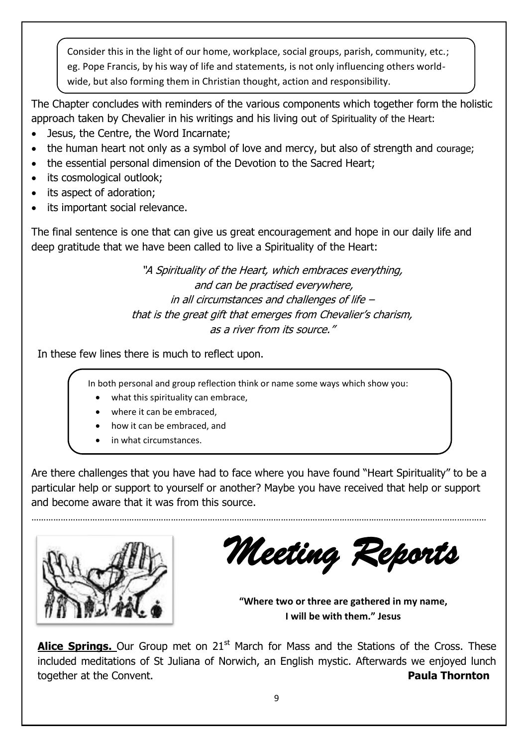Consider this in the light of our home, workplace, social groups, parish, community, etc.; eg. Pope Francis, by his way of life and statements, is not only influencing others world-wide, but also forming them in Christian thought, action and responsibility.

The Chapter concludes with reminders of the various components which together form the holistic approach taken by Chevalier in his writings and his living out of Spirituality of the Heart:

- Jesus, the Centre, the Word Incarnate;
- the human heart not only as a symbol of love and mercy, but also of strength and courage;
- the essential personal dimension of the Devotion to the Sacred Heart;
- its cosmological outlook;
- its aspect of adoration;
- its important social relevance.

The final sentence is one that can give us great encouragement and hope in our daily life and deep gratitude that we have been called to live a Spirituality of the Heart:

*"A Spirituality of the Heart, which embraces everything,*
*and can be practised everywhere,*
*in all circumstances and challenges of life –*
*that is the great gift that emerges from Chevalier's charism,*
*as a river from its source."*

In these few lines there is much to reflect upon.

In both personal and group reflection think or name some ways which show you:

- what this spirituality can embrace,
- where it can be embraced,
- how it can be embraced, and
- in what circumstances.

Are there challenges that you have had to face where you have found "Heart Spirituality" to be a particular help or support to yourself or another? Maybe you have received that help or support and become aware that it was from this source.

---

# *Meeting Reports*

**"Where two or three are gathered in my name, I will be with them." Jesus**

**Alice Springs.** Our Group met on 21st March for Mass and the Stations of the Cross. These included meditations of St Juliana of Norwich, an English mystic. Afterwards we enjoyed lunch together at the Convent. **Paula Thornton**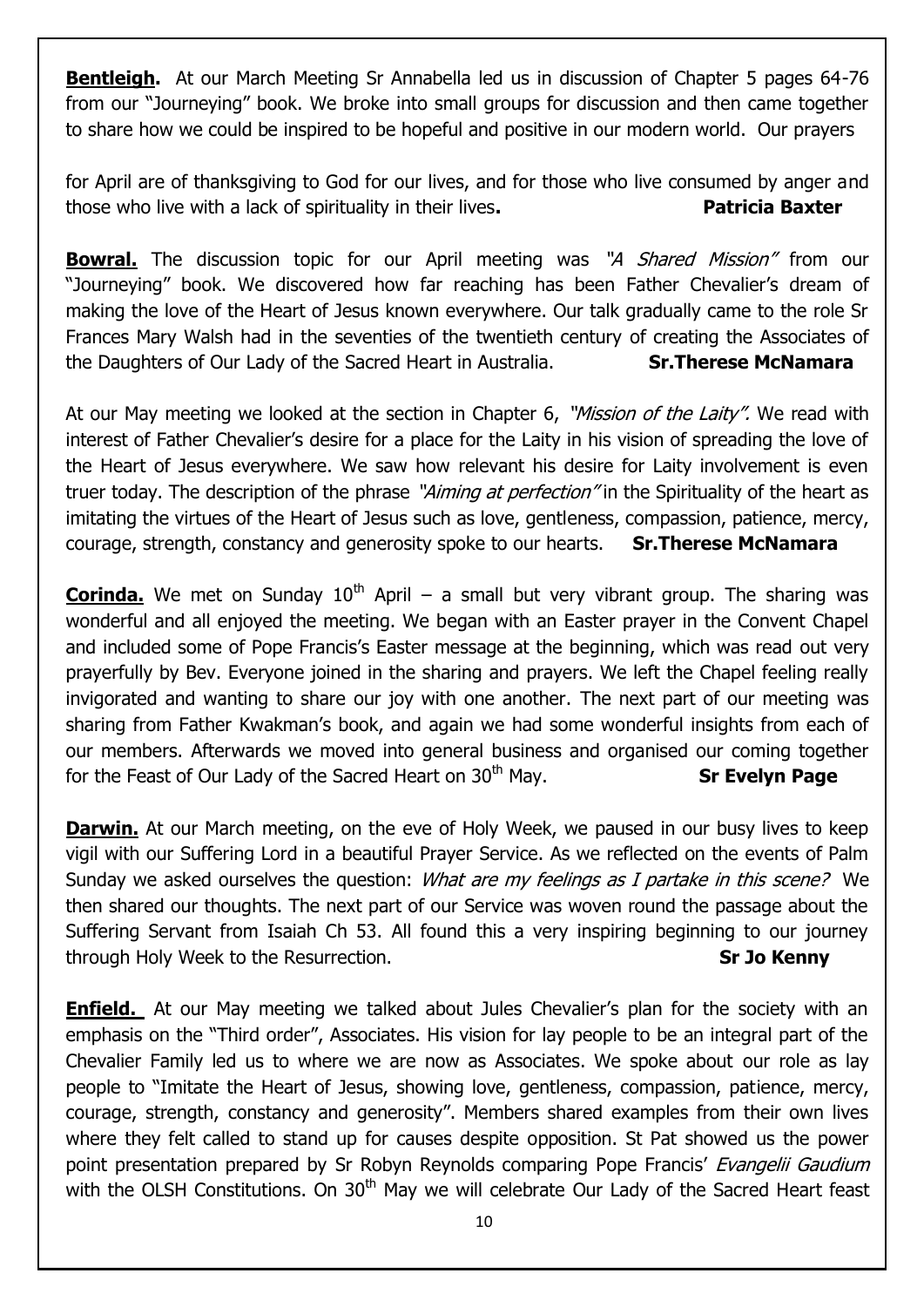**Bentleigh.** At our March Meeting Sr Annabella led us in discussion of Chapter 5 pages 64-76 from our "Journeying" book. We broke into small groups for discussion and then came together to share how we could be inspired to be hopeful and positive in our modern world. Our prayers for April are of thanksgiving to God for our lives, and for those who live consumed by anger and those who live with a lack of spirituality in their lives**.** **Patricia Baxter**

**Bowral.** The discussion topic for our April meeting was *"A Shared Mission"* from our "Journeying" book. We discovered how far reaching has been Father Chevalier's dream of making the love of the Heart of Jesus known everywhere. Our talk gradually came to the role Sr Frances Mary Walsh had in the seventies of the twentieth century of creating the Associates of the Daughters of Our Lady of the Sacred Heart in Australia. **Sr.Therese McNamara**

At our May meeting we looked at the section in Chapter 6, *"Mission of the Laity".* We read with interest of Father Chevalier's desire for a place for the Laity in his vision of spreading the love of the Heart of Jesus everywhere. We saw how relevant his desire for Laity involvement is even truer today. The description of the phrase *"Aiming at perfection"* in the Spirituality of the heart as imitating the virtues of the Heart of Jesus such as love, gentleness, compassion, patience, mercy, courage, strength, constancy and generosity spoke to our hearts. **Sr.Therese McNamara**

**Corinda.** We met on Sunday 10th April – a small but very vibrant group. The sharing was wonderful and all enjoyed the meeting. We began with an Easter prayer in the Convent Chapel and included some of Pope Francis's Easter message at the beginning, which was read out very prayerfully by Bev. Everyone joined in the sharing and prayers. We left the Chapel feeling really invigorated and wanting to share our joy with one another. The next part of our meeting was sharing from Father Kwakman's book, and again we had some wonderful insights from each of our members. Afterwards we moved into general business and organised our coming together for the Feast of Our Lady of the Sacred Heart on 30th May. **Sr Evelyn Page**

**Darwin.** At our March meeting, on the eve of Holy Week, we paused in our busy lives to keep vigil with our Suffering Lord in a beautiful Prayer Service. As we reflected on the events of Palm Sunday we asked ourselves the question: *What are my feelings as I partake in this scene?* We then shared our thoughts. The next part of our Service was woven round the passage about the Suffering Servant from Isaiah Ch 53. All found this a very inspiring beginning to our journey through Holy Week to the Resurrection. **Sr Jo Kenny**

**Enfield.** At our May meeting we talked about Jules Chevalier's plan for the society with an emphasis on the "Third order", Associates. His vision for lay people to be an integral part of the Chevalier Family led us to where we are now as Associates. We spoke about our role as lay people to "Imitate the Heart of Jesus, showing love, gentleness, compassion, patience, mercy, courage, strength, constancy and generosity". Members shared examples from their own lives where they felt called to stand up for causes despite opposition. St Pat showed us the power point presentation prepared by Sr Robyn Reynolds comparing Pope Francis' *Evangelii Gaudium* with the OLSH Constitutions. On 30th May we will celebrate Our Lady of the Sacred Heart feast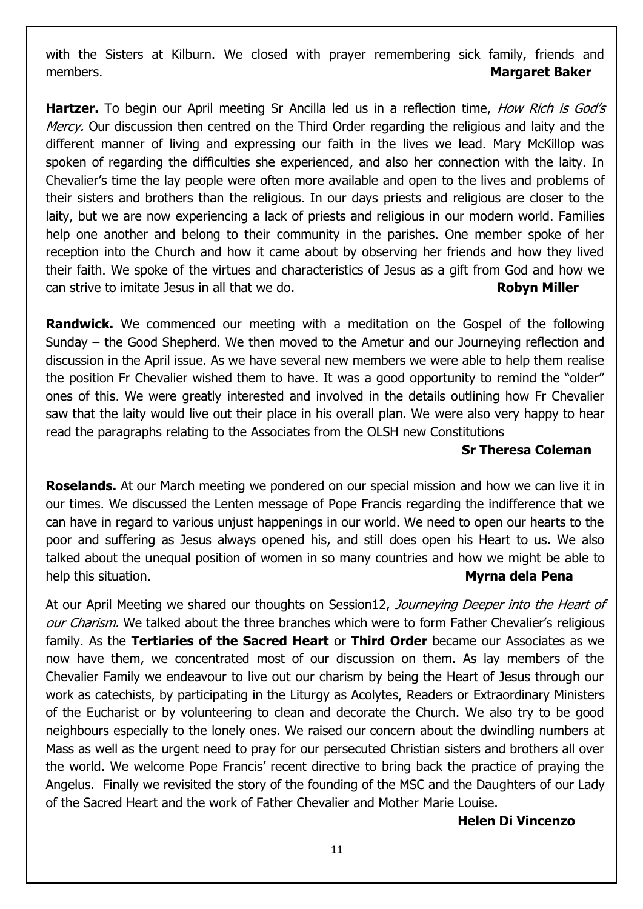with the Sisters at Kilburn. We closed with prayer remembering sick family, friends and members. **Margaret Baker**

**Hartzer.** To begin our April meeting Sr Ancilla led us in a reflection time, *How Rich is God's Mercy.* Our discussion then centred on the Third Order regarding the religious and laity and the different manner of living and expressing our faith in the lives we lead. Mary McKillop was spoken of regarding the difficulties she experienced, and also her connection with the laity. In Chevalier's time the lay people were often more available and open to the lives and problems of their sisters and brothers than the religious. In our days priests and religious are closer to the laity, but we are now experiencing a lack of priests and religious in our modern world. Families help one another and belong to their community in the parishes. One member spoke of her reception into the Church and how it came about by observing her friends and how they lived their faith. We spoke of the virtues and characteristics of Jesus as a gift from God and how we can strive to imitate Jesus in all that we do. **Robyn Miller**

**Randwick.** We commenced our meeting with a meditation on the Gospel of the following Sunday – the Good Shepherd. We then moved to the Ametur and our Journeying reflection and discussion in the April issue. As we have several new members we were able to help them realise the position Fr Chevalier wished them to have. It was a good opportunity to remind the "older" ones of this. We were greatly interested and involved in the details outlining how Fr Chevalier saw that the laity would live out their place in his overall plan. We were also very happy to hear read the paragraphs relating to the Associates from the OLSH new Constitutions

**Sr Theresa Coleman**

**Roselands.** At our March meeting we pondered on our special mission and how we can live it in our times. We discussed the Lenten message of Pope Francis regarding the indifference that we can have in regard to various unjust happenings in our world. We need to open our hearts to the poor and suffering as Jesus always opened his, and still does open his Heart to us. We also talked about the unequal position of women in so many countries and how we might be able to help this situation. **Myrna dela Pena**

At our April Meeting we shared our thoughts on Session12, *Journeying Deeper into the Heart of our Charism.* We talked about the three branches which were to form Father Chevalier's religious family. As the **Tertiaries of the Sacred Heart** or **Third Order** became our Associates as we now have them, we concentrated most of our discussion on them. As lay members of the Chevalier Family we endeavour to live out our charism by being the Heart of Jesus through our work as catechists, by participating in the Liturgy as Acolytes, Readers or Extraordinary Ministers of the Eucharist or by volunteering to clean and decorate the Church. We also try to be good neighbours especially to the lonely ones. We raised our concern about the dwindling numbers at Mass as well as the urgent need to pray for our persecuted Christian sisters and brothers all over the world. We welcome Pope Francis' recent directive to bring back the practice of praying the Angelus. Finally we revisited the story of the founding of the MSC and the Daughters of our Lady of the Sacred Heart and the work of Father Chevalier and Mother Marie Louise.

**Helen Di Vincenzo**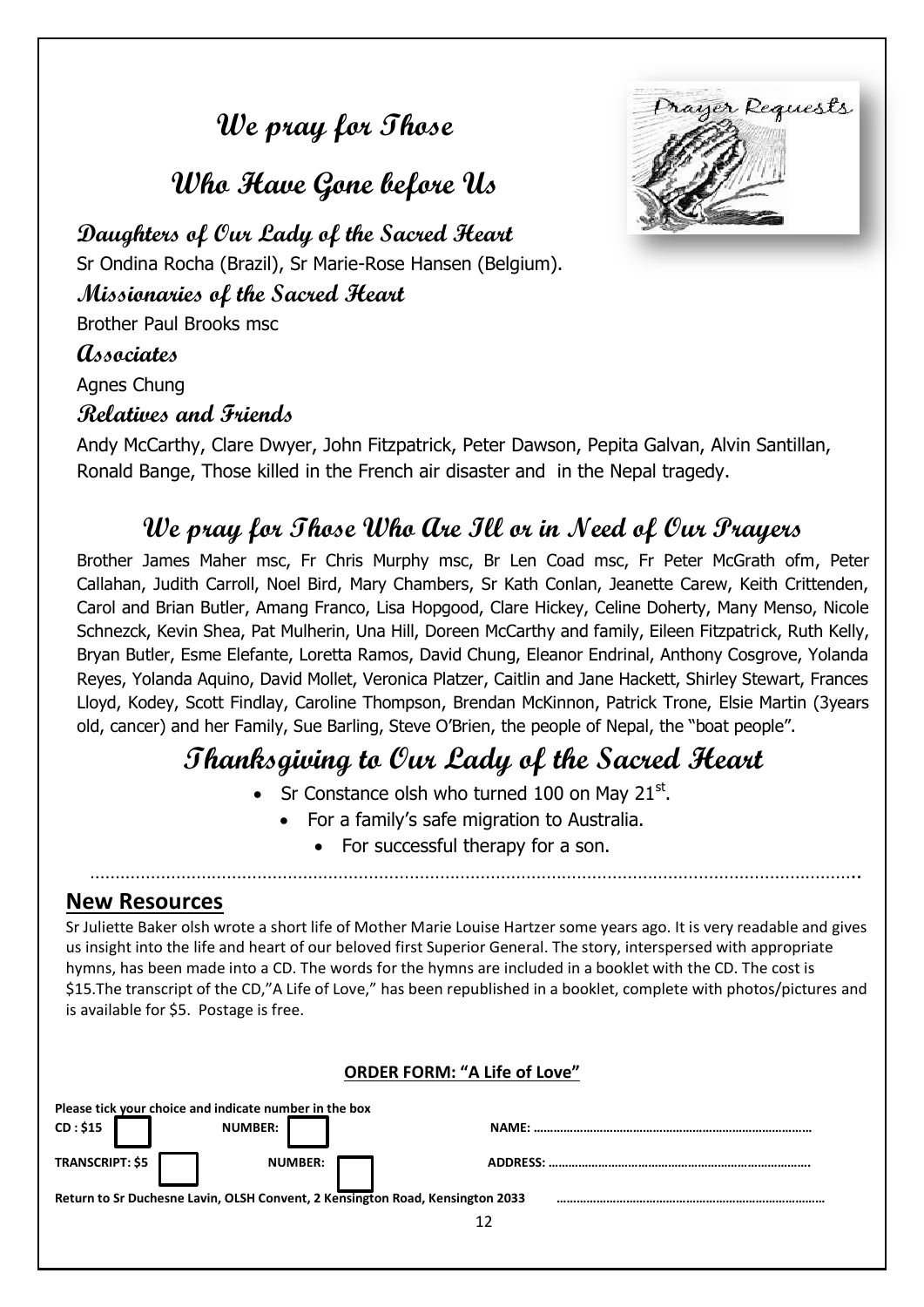# We pray for Those

# Who Have Gone before Us

### Daughters of Our Lady of the Sacred Heart

Sr Ondina Rocha (Brazil), Sr Marie-Rose Hansen (Belgium).

### Missionaries of the Sacred Heart

Brother Paul Brooks msc

### Associates

Agnes Chung

### Relatives and Friends

Andy McCarthy, Clare Dwyer, John Fitzpatrick, Peter Dawson, Pepita Galvan, Alvin Santillan, Ronald Bange, Those killed in the French air disaster and in the Nepal tragedy.

## We pray for Those Who Are Ill or in Need of Our Prayers

Brother James Maher msc, Fr Chris Murphy msc, Br Len Coad msc, Fr Peter McGrath ofm, Peter Callahan, Judith Carroll, Noel Bird, Mary Chambers, Sr Kath Conlan, Jeanette Carew, Keith Crittenden, Carol and Brian Butler, Amang Franco, Lisa Hopgood, Clare Hickey, Celine Doherty, Many Menso, Nicole Schnezck, Kevin Shea, Pat Mulherin, Una Hill, Doreen McCarthy and family, Eileen Fitzpatrick, Ruth Kelly, Bryan Butler, Esme Elefante, Loretta Ramos, David Chung, Eleanor Endrinal, Anthony Cosgrove, Yolanda Reyes, Yolanda Aquino, David Mollet, Veronica Platzer, Caitlin and Jane Hackett, Shirley Stewart, Frances Lloyd, Kodey, Scott Findlay, Caroline Thompson, Brendan McKinnon, Patrick Trone, Elsie Martin (3years old, cancer) and her Family, Sue Barling, Steve O'Brien, the people of Nepal, the "boat people".

## Thanksgiving to Our Lady of the Sacred Heart

- Sr Constance olsh who turned 100 on May 21st.
- For a family's safe migration to Australia.
- For successful therapy for a son.

## New Resources

Sr Juliette Baker olsh wrote a short life of Mother Marie Louise Hartzer some years ago. It is very readable and gives us insight into the life and heart of our beloved first Superior General. The story, interspersed with appropriate hymns, has been made into a CD. The words for the hymns are included in a booklet with the CD. The cost is $15.The transcript of the CD,"A Life of Love," has been republished in a booklet, complete with photos/pictures and is available for $5. Postage is free.

**ORDER FORM: "A Life of Love"**

**Please tick your choice and indicate number in the box**

**CD : $15** ☐ **NUMBER:** ☐ **NAME:** ……………………………………………………………………

**TRANSCRIPT: $5** ☐ **NUMBER:** ☐ **ADDRESS:** ……………………………………………………………………

**Return to Sr Duchesne Lavin, OLSH Convent, 2 Kensington Road, Kensington 2033** ……………………………………………………………………